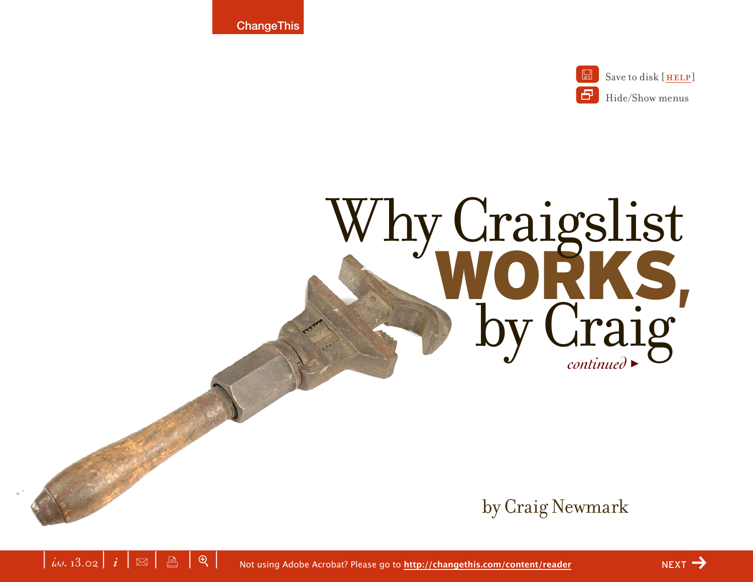# Why Craigslist **WORKS,** by Craig

*continued* ►

by Craig Newmark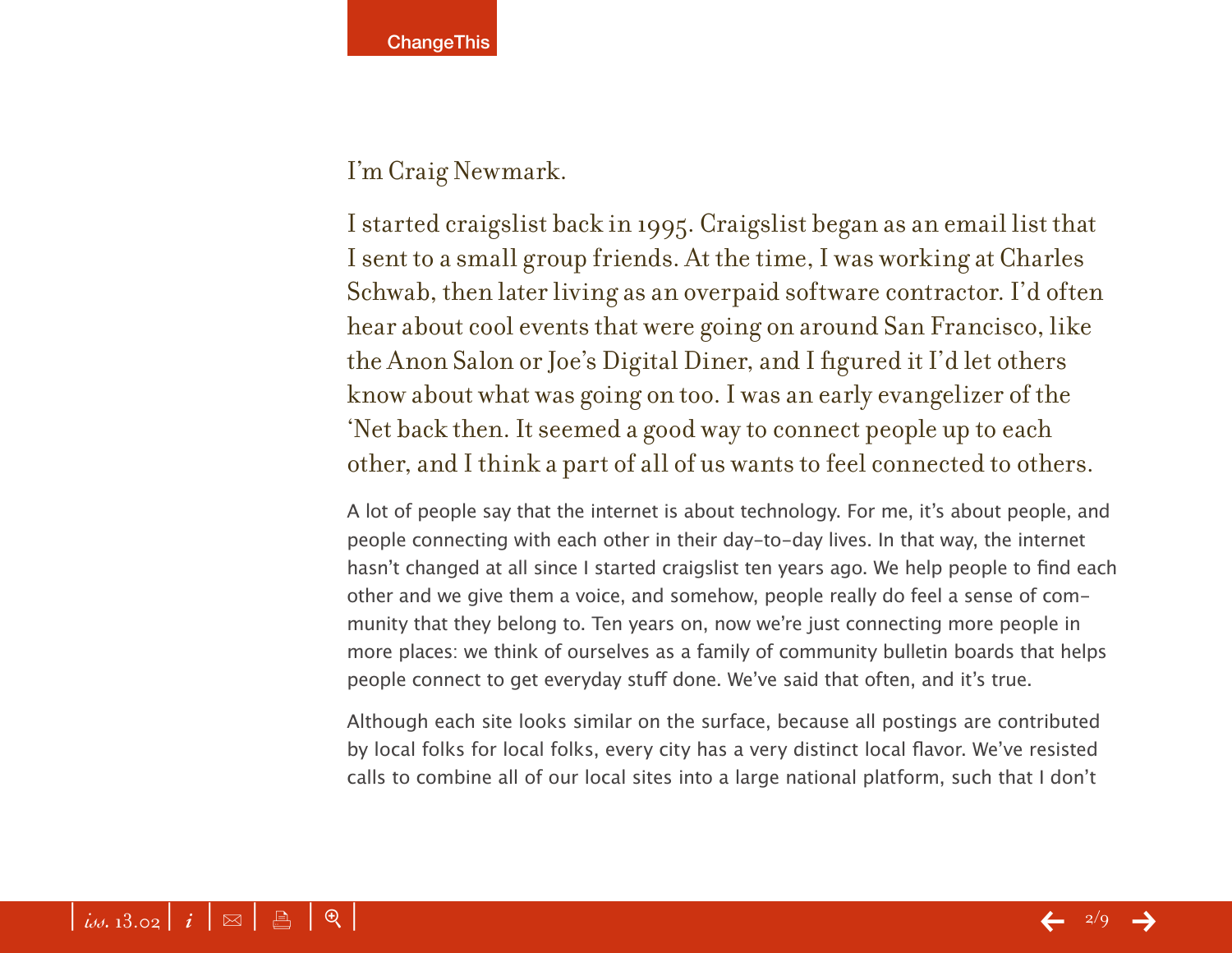I'm Craig Newmark.

I started craigslist back in 1995. Craigslist began as an email list that I sent to a small group friends. At the time, I was working at Charles Schwab, then later living as an overpaid software contractor. I'd often hear about cool events that were going on around San Francisco, like the Anon Salon or Joe's Digital Diner, and I figured it I'd let others know about what was going on too. I was an early evangelizer of the 'Net back then. It seemed a good way to connect people up to each other, and I think a part of all of us wants to feel connected to others.

A lot of people say that the internet is about technology. For me, it's about people, and people connecting with each other in their day-to-day lives. In that way, the internet hasn't changed at all since I started craigslist ten years ago. We help people to find each other and we give them a voice, and somehow, people really do feel a sense of community that they belong to. Ten years on, now we're just connecting more people in more places: we think of ourselves as a family of community bulletin boards that helps people connect to get everyday stuff done. We've said that often, and it's true.

Although each site looks similar on the surface, because all postings are contributed by local folks for local folks, every city has a very distinct local flavor. We've resisted calls to combine all of our local sites into a large national platform, such that I don't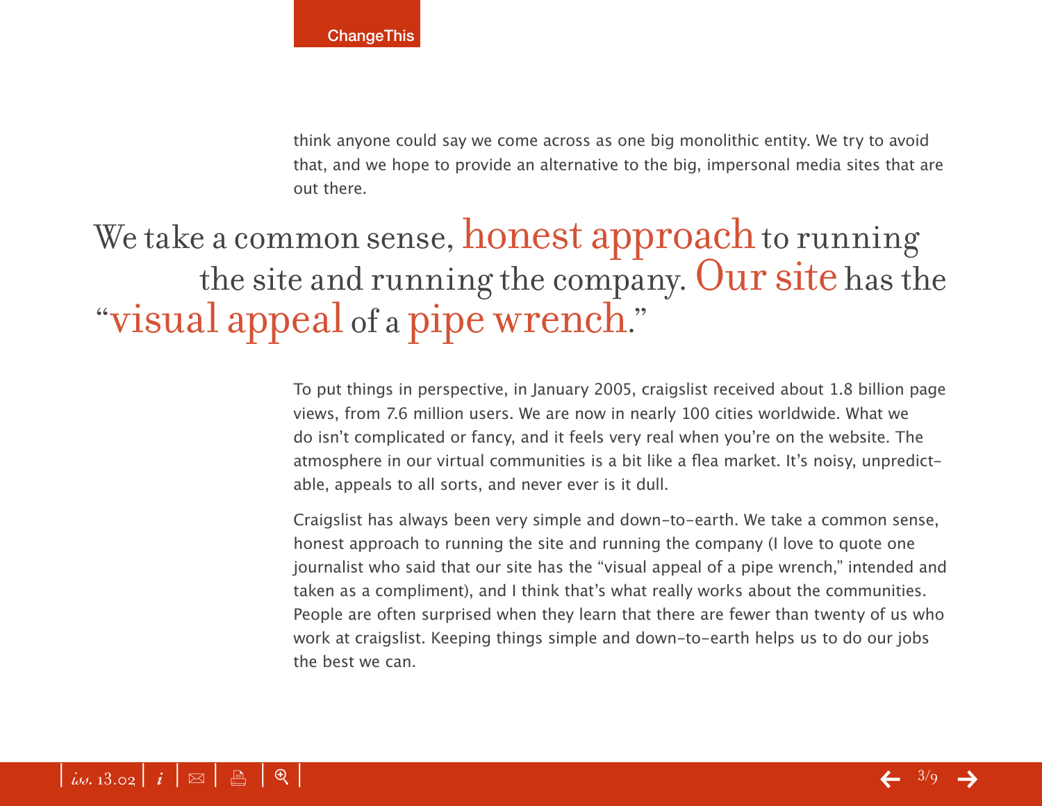think anyone could say we come across as one big monolithic entity. We try to avoid that, and we hope to provide an alternative to the big, impersonal media sites that are out there.

> We take a common sense, honest approach to running the site and running the company. Our site has the "visual appeal of a pipe wrench."

To put things in perspective, in January 2005, craigslist received about 1.8 billion page views, from 7.6 million users. We are now in nearly 100 cities worldwide. What we do isn't complicated or fancy, and it feels very real when you're on the website. The atmosphere in our virtual communities is a bit like a flea market. It's noisy, unpredictable, appeals to all sorts, and never ever is it dull.

Craigslist has always been very simple and down-to-earth. We take a common sense, honest approach to running the site and running the company (I love to quote one journalist who said that our site has the "visual appeal of a pipe wrench," intended and taken as a compliment), and I think that's what really works about the communities. People are often surprised when they learn that there are fewer than twenty of us who work at craigslist. Keeping things simple and down-to-earth helps us to do our jobs the best we can.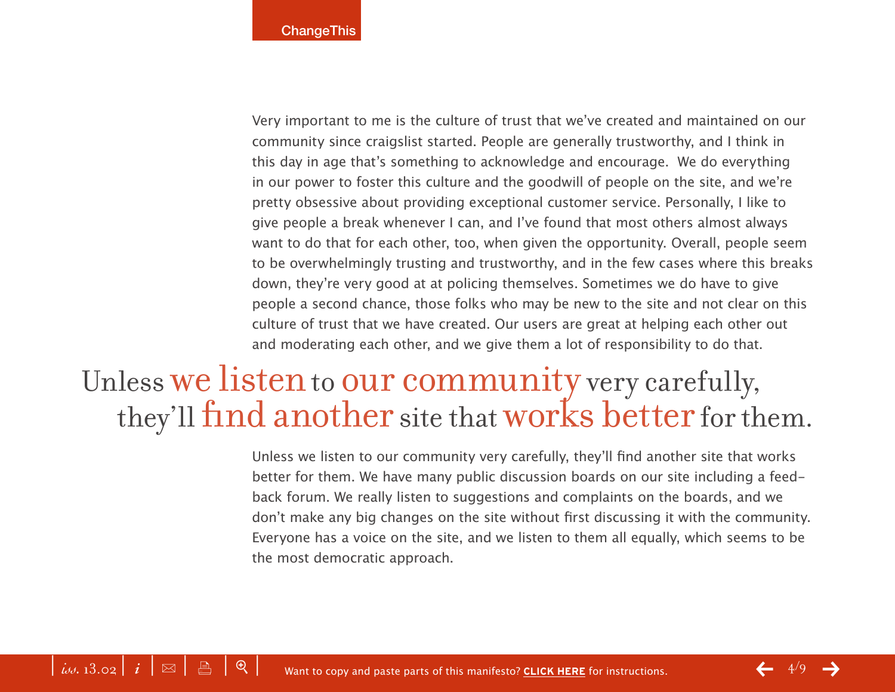Very important to me is the culture of trust that we've created and maintained on our community since craigslist started. People are generally trustworthy, and I think in this day in age that's something to acknowledge and encourage. We do everything in our power to foster this culture and the goodwill of people on the site, and we're pretty obsessive about providing exceptional customer service. Personally, I like to give people a break whenever I can, and I've found that most others almost always want to do that for each other, too, when given the opportunity. Overall, people seem to be overwhelmingly trusting and trustworthy, and in the few cases where this breaks down, they're very good at at policing themselves. Sometimes we do have to give people a second chance, those folks who may be new to the site and not clear on this culture of trust that we have created. Our users are great at helping each other out and moderating each other, and we give them a lot of responsibility to do that.

> Unless we listen to our community very carefully, they'll find another site that works better for them.

Unless we listen to our community very carefully, they'll find another site that works better for them. We have many public discussion boards on our site including a feedback forum. We really listen to suggestions and complaints on the boards, and we don't make any big changes on the site without first discussing it with the community. Everyone has a voice on the site, and we listen to them all equally, which seems to be the most democratic approach.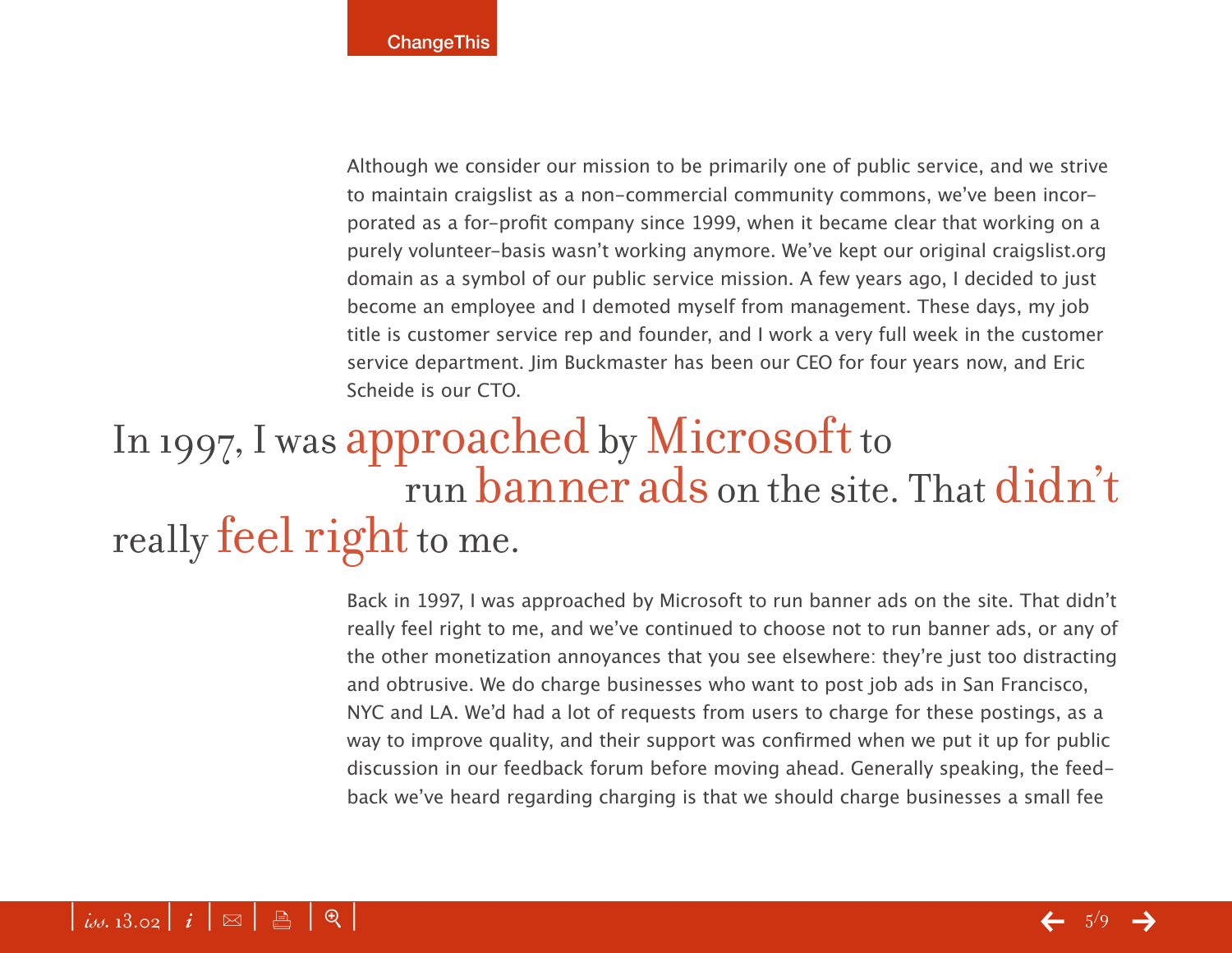Although we consider our mission to be primarily one of public service, and we strive to maintain craigslist as a non-commercial community commons, we've been incorporated as a for-profit company since 1999, when it became clear that working on a purely volunteer-basis wasn't working anymore. We've kept our original craigslist.org domain as a symbol of our public service mission. A few years ago, I decided to just become an employee and I demoted myself from management. These days, my job title is customer service rep and founder, and I work a very full week in the customer service department. Jim Buckmaster has been our CEO for four years now, and Eric Scheide is our CTO.

> In 1997, I was approached by Microsoft to run banner ads on the site. That didn't really feel right to me.

Back in 1997, I was approached by Microsoft to run banner ads on the site. That didn't really feel right to me, and we've continued to choose not to run banner ads, or any of the other monetization annoyances that you see elsewhere: they're just too distracting and obtrusive. We do charge businesses who want to post job ads in San Francisco, NYC and LA. We'd had a lot of requests from users to charge for these postings, as a way to improve quality, and their support was confirmed when we put it up for public discussion in our feedback forum before moving ahead. Generally speaking, the feedback we've heard regarding charging is that we should charge businesses a small fee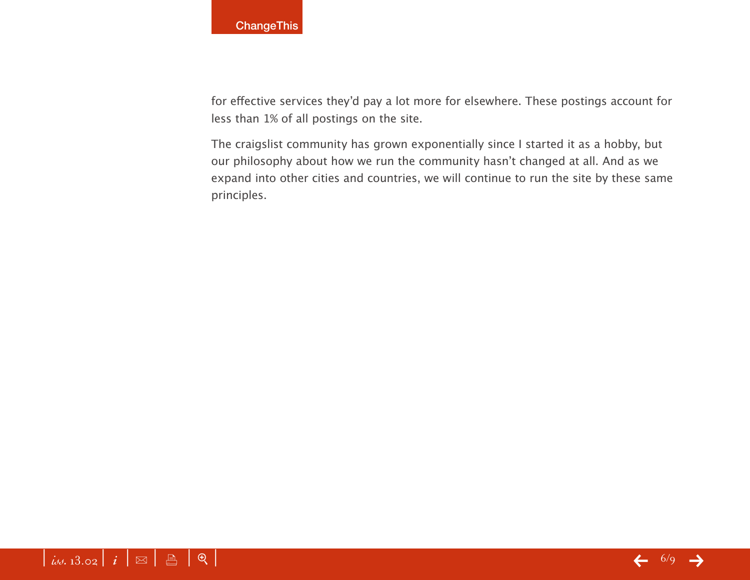for effective services they'd pay a lot more for elsewhere. These postings account for less than 1% of all postings on the site.

The craigslist community has grown exponentially since I started it as a hobby, but our philosophy about how we run the community hasn't changed at all. And as we expand into other cities and countries, we will continue to run the site by these same principles.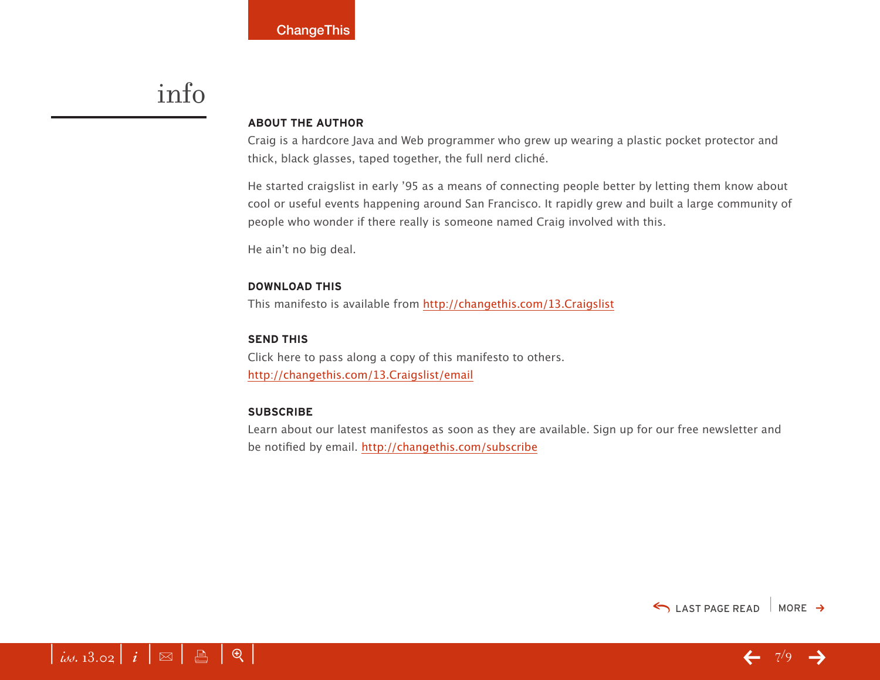# info

### ABOUT THE AUTHOR

Craig is a hardcore Java and Web programmer who grew up wearing a plastic pocket protector and thick, black glasses, taped together, the full nerd cliché.

He started craigslist in early '95 as a means of connecting people better by letting them know about cool or useful events happening around San Francisco. It rapidly grew and built a large community of people who wonder if there really is someone named Craig involved with this.

He ain't no big deal.

### DOWNLOAD THIS

This manifesto is available from http://changethis.com/13.Craigslist

### SEND THIS

Click here to pass along a copy of this manifesto to others.
http://changethis.com/13.Craigslist/email

### SUBSCRIBE

Learn about our latest manifestos as soon as they are available. Sign up for our free newsletter and be notified by email. http://changethis.com/subscribe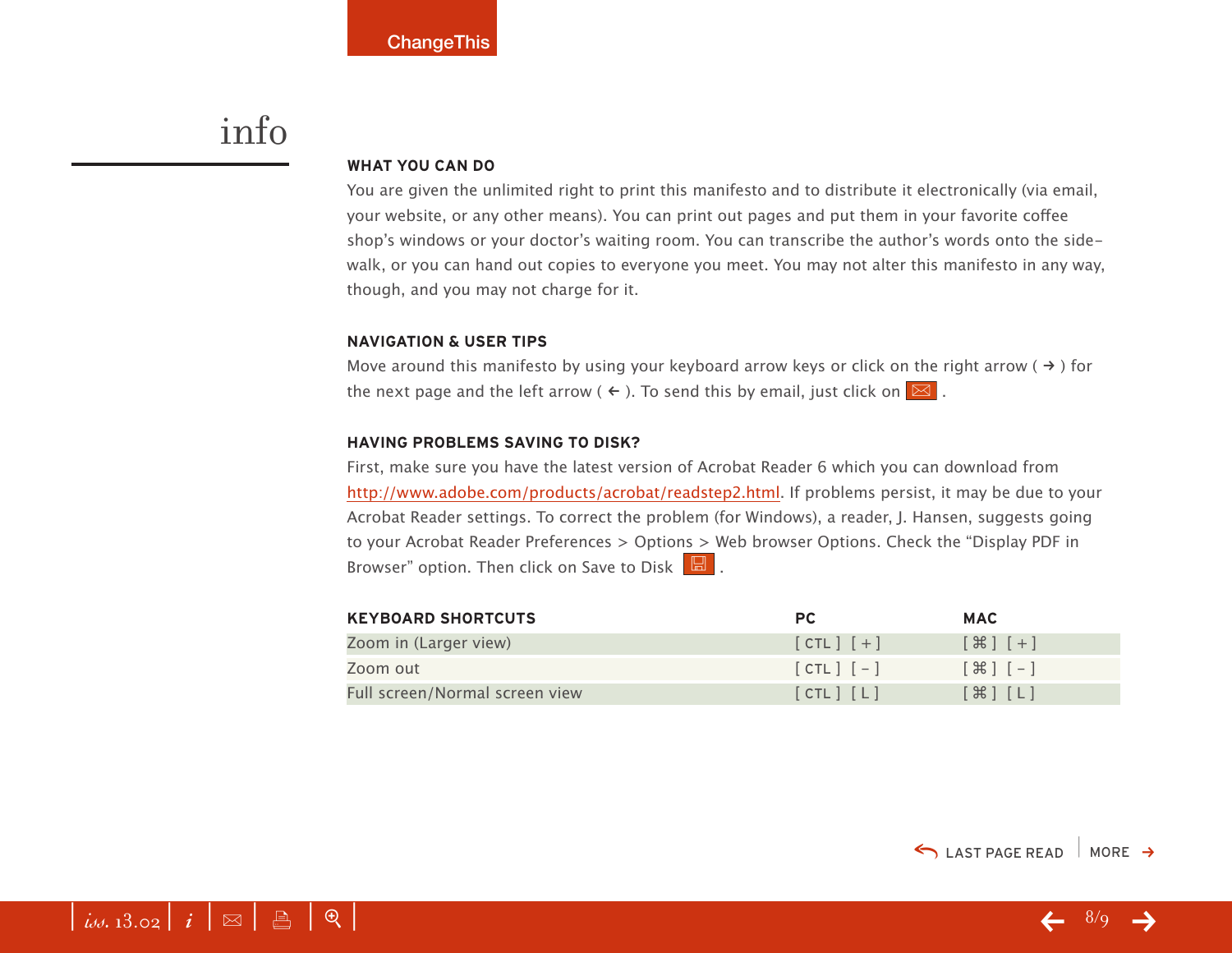# info

### WHAT YOU CAN DO

You are given the unlimited right to print this manifesto and to distribute it electronically (via email, your website, or any other means). You can print out pages and put them in your favorite coffee shop's windows or your doctor's waiting room. You can transcribe the author's words onto the sidewalk, or you can hand out copies to everyone you meet. You may not alter this manifesto in any way, though, and you may not charge for it.

### NAVIGATION & USER TIPS

Move around this manifesto by using your keyboard arrow keys or click on the right arrow ( → ) for the next page and the left arrow ( ← ). To send this by email, just click on .

### HAVING PROBLEMS SAVING TO DISK?

First, make sure you have the latest version of Acrobat Reader 6 which you can download from http://www.adobe.com/products/acrobat/readstep2.html. If problems persist, it may be due to your Acrobat Reader settings. To correct the problem (for Windows), a reader, J. Hansen, suggests going to your Acrobat Reader Preferences > Options > Web browser Options. Check the "Display PDF in Browser" option. Then click on Save to Disk .

| KEYBOARD SHORTCUTS | PC | MAC |
|---|---|---|
| Zoom in (Larger view) | [ CTL ] [ + ] | [ ⌘ ] [ + ] |
| Zoom out | [ CTL ] [ – ] | [ ⌘ ] [ – ] |
| Full screen/Normal screen view | [ CTL ] [ L ] | [ ⌘ ] [ L ] |

LAST PAGE READ | MORE →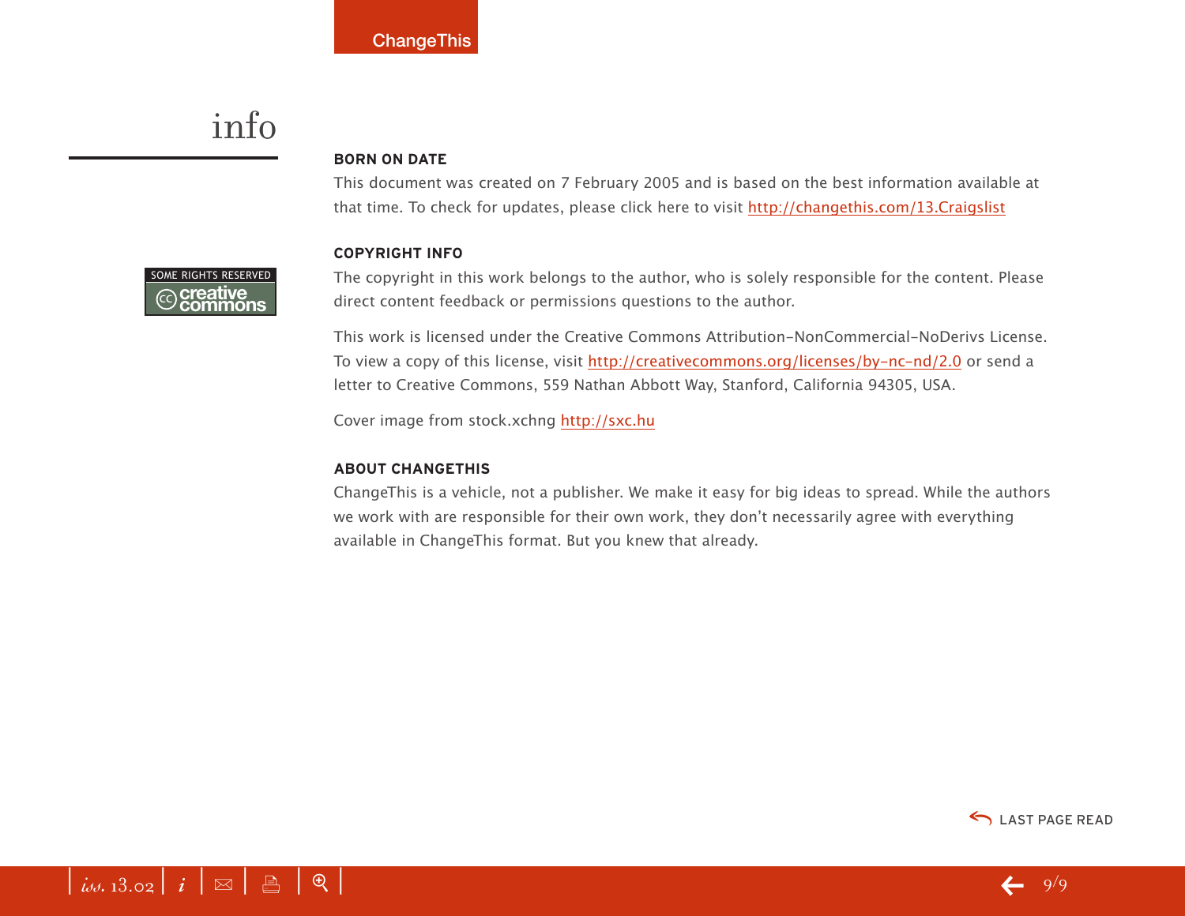# info

### BORN ON DATE

This document was created on 7 February 2005 and is based on the best information available at that time. To check for updates, please click here to visit http://changethis.com/13.Craigslist

### COPYRIGHT INFO

SOME RIGHTS RESERVED creative commons

The copyright in this work belongs to the author, who is solely responsible for the content. Please direct content feedback or permissions questions to the author.

This work is licensed under the Creative Commons Attribution-NonCommercial-NoDerivs License. To view a copy of this license, visit http://creativecommons.org/licenses/by-nc-nd/2.0 or send a letter to Creative Commons, 559 Nathan Abbott Way, Stanford, California 94305, USA.

Cover image from stock.xchng http://sxc.hu

### ABOUT CHANGETHIS

ChangeThis is a vehicle, not a publisher. We make it easy for big ideas to spread. While the authors we work with are responsible for their own work, they don't necessarily agree with everything available in ChangeThis format. But you knew that already.